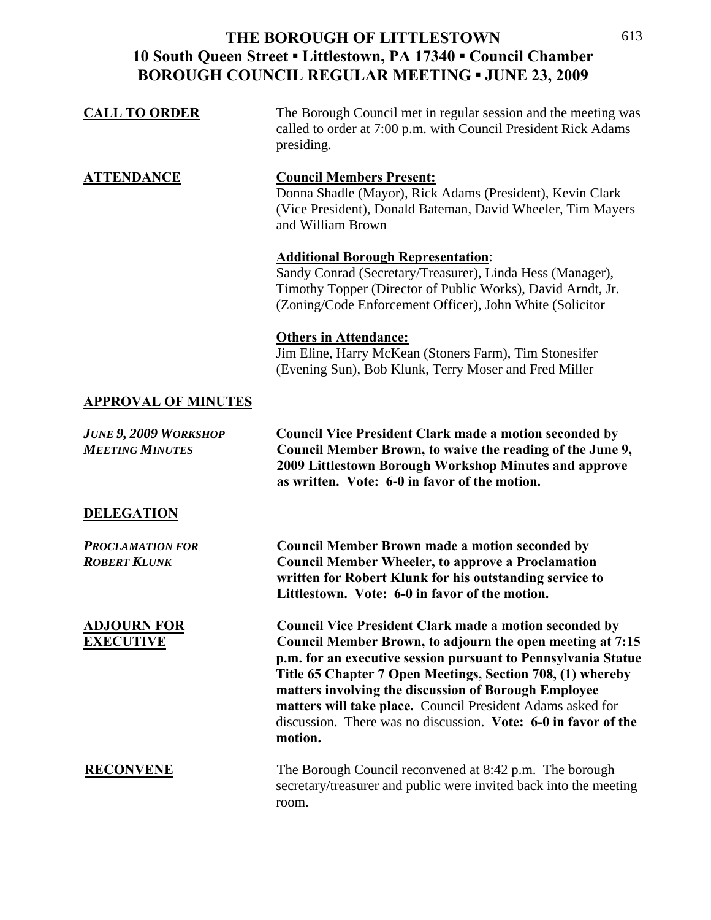# THE BOROUGH OF LITTLESTOWN
## 10 South Queen Street ▪ Littlestown, PA 17340 ▪ Council Chamber
## BOROUGH COUNCIL REGULAR MEETING ▪ JUNE 23, 2009

**CALL TO ORDER**

The Borough Council met in regular session and the meeting was called to order at 7:00 p.m. with Council President Rick Adams presiding.

**ATTENDANCE**

**Council Members Present:**
Donna Shadle (Mayor), Rick Adams (President), Kevin Clark (Vice President), Donald Bateman, David Wheeler, Tim Mayers and William Brown

**Additional Borough Representation**:
Sandy Conrad (Secretary/Treasurer), Linda Hess (Manager), Timothy Topper (Director of Public Works), David Arndt, Jr. (Zoning/Code Enforcement Officer), John White (Solicitor

**Others in Attendance:**
Jim Eline, Harry McKean (Stoners Farm), Tim Stonesifer (Evening Sun), Bob Klunk, Terry Moser and Fred Miller

**APPROVAL OF MINUTES**

*JUNE 9, 2009 WORKSHOP MEETING MINUTES*

**Council Vice President Clark made a motion seconded by Council Member Brown, to waive the reading of the June 9, 2009 Littlestown Borough Workshop Minutes and approve as written. Vote: 6-0 in favor of the motion.**

**DELEGATION**

*PROCLAMATION FOR ROBERT KLUNK*

**Council Member Brown made a motion seconded by Council Member Wheeler, to approve a Proclamation written for Robert Klunk for his outstanding service to Littlestown. Vote: 6-0 in favor of the motion.**

**ADJOURN FOR EXECUTIVE**

**Council Vice President Clark made a motion seconded by Council Member Brown, to adjourn the open meeting at 7:15 p.m. for an executive session pursuant to Pennsylvania Statue Title 65 Chapter 7 Open Meetings, Section 708, (1) whereby matters involving the discussion of Borough Employee matters will take place.** Council President Adams asked for discussion. There was no discussion. **Vote: 6-0 in favor of the motion.**

**RECONVENE**

The Borough Council reconvened at 8:42 p.m. The borough secretary/treasurer and public were invited back into the meeting room.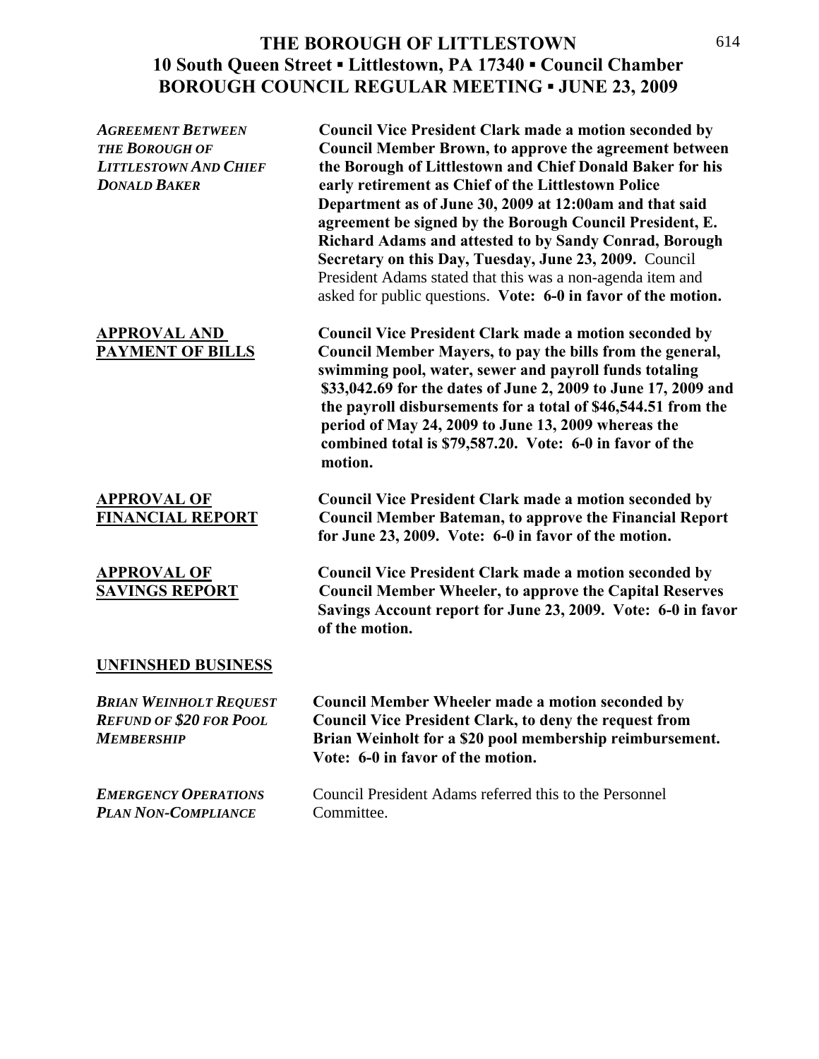# THE BOROUGH OF LITTLESTOWN
## 10 South Queen Street ▪ Littlestown, PA 17340 ▪ Council Chamber
## BOROUGH COUNCIL REGULAR MEETING ▪ JUNE 23, 2009

***AGREEMENT BETWEEN THE BOROUGH OF LITTLESTOWN AND CHIEF DONALD BAKER***

**Council Vice President Clark made a motion seconded by Council Member Brown, to approve the agreement between the Borough of Littlestown and Chief Donald Baker for his early retirement as Chief of the Littlestown Police Department as of June 30, 2009 at 12:00am and that said agreement be signed by the Borough Council President, E. Richard Adams and attested to by Sandy Conrad, Borough Secretary on this Day, Tuesday, June 23, 2009.** Council President Adams stated that this was a non-agenda item and asked for public questions. **Vote: 6-0 in favor of the motion.**

**APPROVAL AND PAYMENT OF BILLS**

**Council Vice President Clark made a motion seconded by Council Member Mayers, to pay the bills from the general, swimming pool, water, sewer and payroll funds totaling $33,042.69 for the dates of June 2, 2009 to June 17, 2009 and the payroll disbursements for a total of $46,544.51 from the period of May 24, 2009 to June 13, 2009 whereas the combined total is $79,587.20. Vote: 6-0 in favor of the motion.**

**APPROVAL OF FINANCIAL REPORT**

**Council Vice President Clark made a motion seconded by Council Member Bateman, to approve the Financial Report for June 23, 2009. Vote: 6-0 in favor of the motion.**

**APPROVAL OF SAVINGS REPORT**

**Council Vice President Clark made a motion seconded by Council Member Wheeler, to approve the Capital Reserves Savings Account report for June 23, 2009. Vote: 6-0 in favor of the motion.**

## UNFINSHED BUSINESS

***BRIAN WEINHOLT REQUEST REFUND OF $20 FOR POOL MEMBERSHIP***

**Council Member Wheeler made a motion seconded by Council Vice President Clark, to deny the request from Brian Weinholt for a $20 pool membership reimbursement. Vote: 6-0 in favor of the motion.**

***EMERGENCY OPERATIONS PLAN NON-COMPLIANCE***

Council President Adams referred this to the Personnel Committee.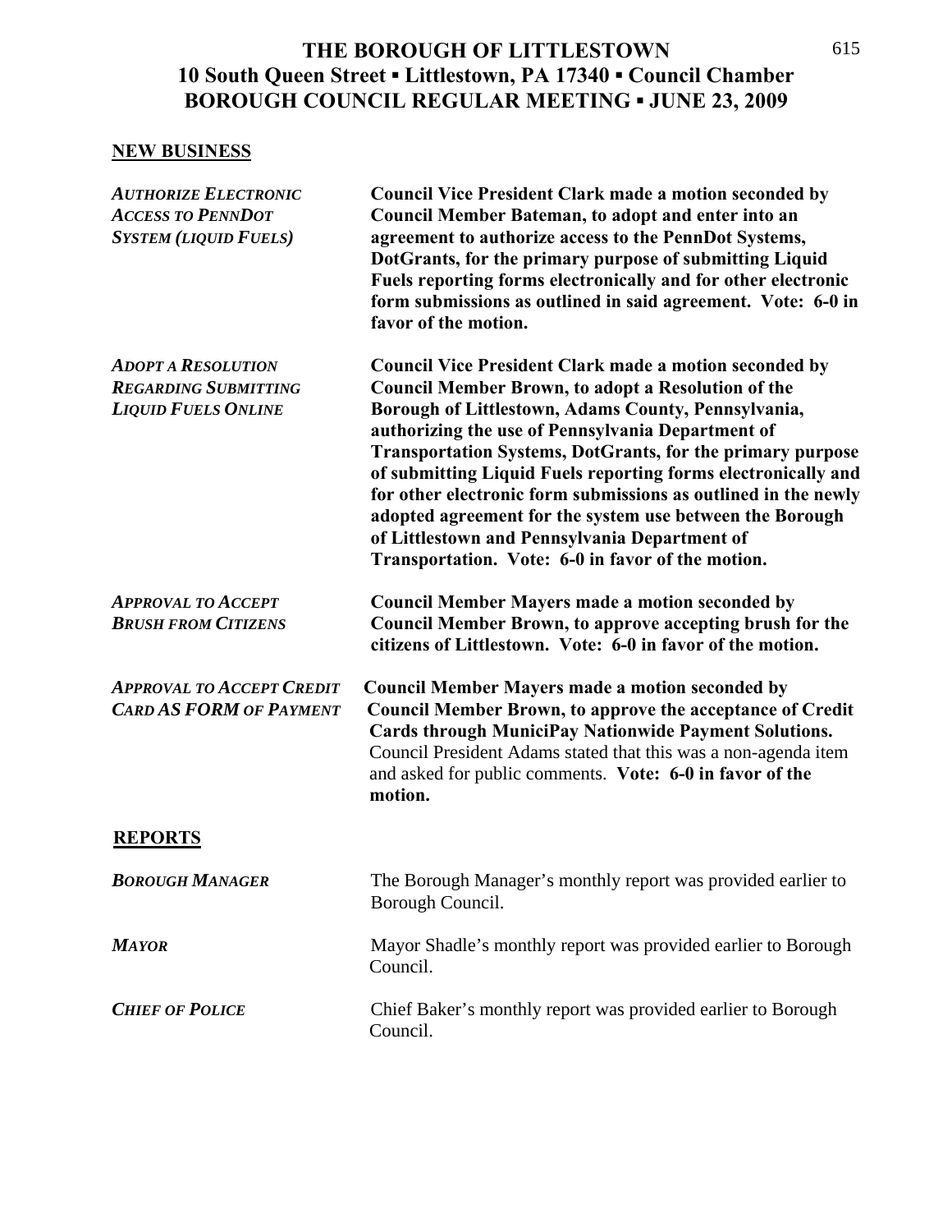# THE BOROUGH OF LITTLESTOWN
## 10 South Queen Street ▪ Littlestown, PA 17340 ▪ Council Chamber
## BOROUGH COUNCIL REGULAR MEETING ▪ JUNE 23, 2009

**NEW BUSINESS**

***AUTHORIZE ELECTRONIC ACCESS TO PENNDOT SYSTEM (LIQUID FUELS)***

**Council Vice President Clark made a motion seconded by Council Member Bateman, to adopt and enter into an agreement to authorize access to the PennDot Systems, DotGrants, for the primary purpose of submitting Liquid Fuels reporting forms electronically and for other electronic form submissions as outlined in said agreement. Vote: 6-0 in favor of the motion.**

***ADOPT A RESOLUTION REGARDING SUBMITTING LIQUID FUELS ONLINE***

**Council Vice President Clark made a motion seconded by Council Member Brown, to adopt a Resolution of the Borough of Littlestown, Adams County, Pennsylvania, authorizing the use of Pennsylvania Department of Transportation Systems, DotGrants, for the primary purpose of submitting Liquid Fuels reporting forms electronically and for other electronic form submissions as outlined in the newly adopted agreement for the system use between the Borough of Littlestown and Pennsylvania Department of Transportation. Vote: 6-0 in favor of the motion.**

***APPROVAL TO ACCEPT BRUSH FROM CITIZENS***

**Council Member Mayers made a motion seconded by Council Member Brown, to approve accepting brush for the citizens of Littlestown. Vote: 6-0 in favor of the motion.**

***APPROVAL TO ACCEPT CREDIT CARD AS FORM OF PAYMENT***

**Council Member Mayers made a motion seconded by Council Member Brown, to approve the acceptance of Credit Cards through MuniciPay Nationwide Payment Solutions.** Council President Adams stated that this was a non-agenda item and asked for public comments. **Vote: 6-0 in favor of the motion.**

**REPORTS**

***BOROUGH MANAGER***

The Borough Manager's monthly report was provided earlier to Borough Council.

***MAYOR***

Mayor Shadle's monthly report was provided earlier to Borough Council.

***CHIEF OF POLICE***

Chief Baker's monthly report was provided earlier to Borough Council.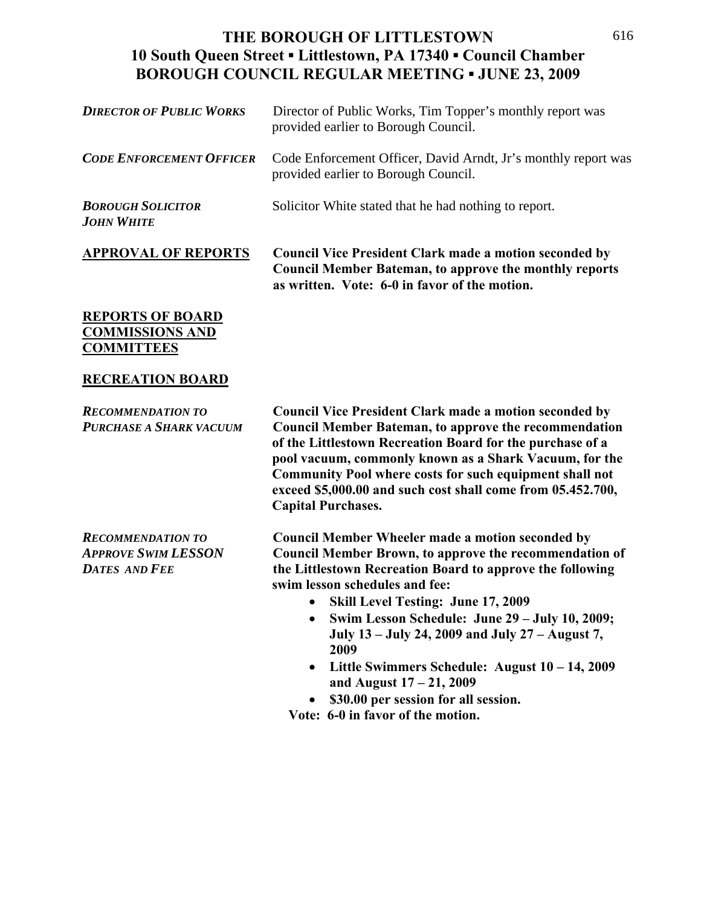# THE BOROUGH OF LITTLESTOWN
## 10 South Queen Street ▪ Littlestown, PA 17340 ▪ Council Chamber
## BOROUGH COUNCIL REGULAR MEETING ▪ JUNE 23, 2009

***DIRECTOR OF PUBLIC WORKS*** Director of Public Works, Tim Topper's monthly report was provided earlier to Borough Council.

***CODE ENFORCEMENT OFFICER*** Code Enforcement Officer, David Arndt, Jr's monthly report was provided earlier to Borough Council.

***BOROUGH SOLICITOR JOHN WHITE*** Solicitor White stated that he had nothing to report.

**APPROVAL OF REPORTS** **Council Vice President Clark made a motion seconded by Council Member Bateman, to approve the monthly reports as written. Vote: 6-0 in favor of the motion.**

**REPORTS OF BOARD COMMISSIONS AND COMMITTEES**

**RECREATION BOARD**

***RECOMMENDATION TO PURCHASE A SHARK VACUUM*** **Council Vice President Clark made a motion seconded by Council Member Bateman, to approve the recommendation of the Littlestown Recreation Board for the purchase of a pool vacuum, commonly known as a Shark Vacuum, for the Community Pool where costs for such equipment shall not exceed $5,000.00 and such cost shall come from 05.452.700, Capital Purchases.**

***RECOMMENDATION TO APPROVE SWIM LESSON DATES AND FEE*** **Council Member Wheeler made a motion seconded by Council Member Brown, to approve the recommendation of the Littlestown Recreation Board to approve the following swim lesson schedules and fee:**

- **Skill Level Testing: June 17, 2009**
- **Swim Lesson Schedule: June 29 – July 10, 2009; July 13 – July 24, 2009 and July 27 – August 7, 2009**
- **Little Swimmers Schedule: August 10 – 14, 2009 and August 17 – 21, 2009**
- **$30.00 per session for all session.**

**Vote: 6-0 in favor of the motion.**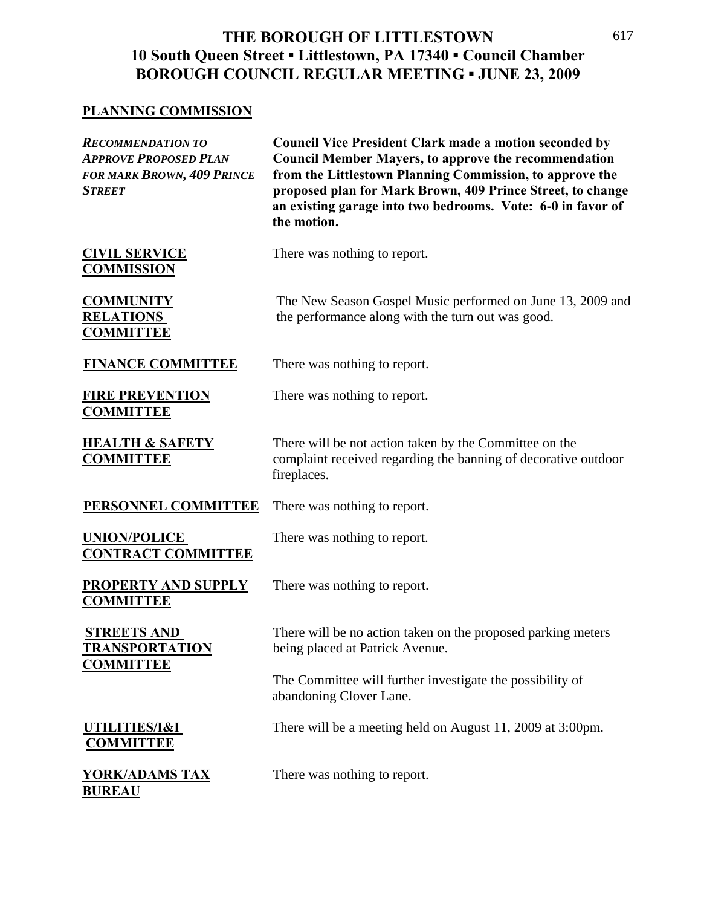# THE BOROUGH OF LITTLESTOWN
## 10 South Queen Street ▪ Littlestown, PA 17340 ▪ Council Chamber
## BOROUGH COUNCIL REGULAR MEETING ▪ JUNE 23, 2009

**PLANNING COMMISSION**

***RECOMMENDATION TO APPROVE PROPOSED PLAN FOR MARK BROWN, 409 PRINCE STREET***

**Council Vice President Clark made a motion seconded by Council Member Mayers, to approve the recommendation from the Littlestown Planning Commission, to approve the proposed plan for Mark Brown, 409 Prince Street, to change an existing garage into two bedrooms. Vote: 6-0 in favor of the motion.**

**CIVIL SERVICE COMMISSION**

There was nothing to report.

**COMMUNITY RELATIONS COMMITTEE**

The New Season Gospel Music performed on June 13, 2009 and the performance along with the turn out was good.

**FINANCE COMMITTEE**

There was nothing to report.

**FIRE PREVENTION COMMITTEE**

There was nothing to report.

**HEALTH & SAFETY COMMITTEE**

There will be not action taken by the Committee on the complaint received regarding the banning of decorative outdoor fireplaces.

**PERSONNEL COMMITTEE**

There was nothing to report.

**UNION/POLICE CONTRACT COMMITTEE**

There was nothing to report.

**PROPERTY AND SUPPLY COMMITTEE**

There was nothing to report.

**STREETS AND TRANSPORTATION COMMITTEE**

There will be no action taken on the proposed parking meters being placed at Patrick Avenue.

The Committee will further investigate the possibility of abandoning Clover Lane.

**UTILITIES/I&I COMMITTEE**

There will be a meeting held on August 11, 2009 at 3:00pm.

**YORK/ADAMS TAX BUREAU**

There was nothing to report.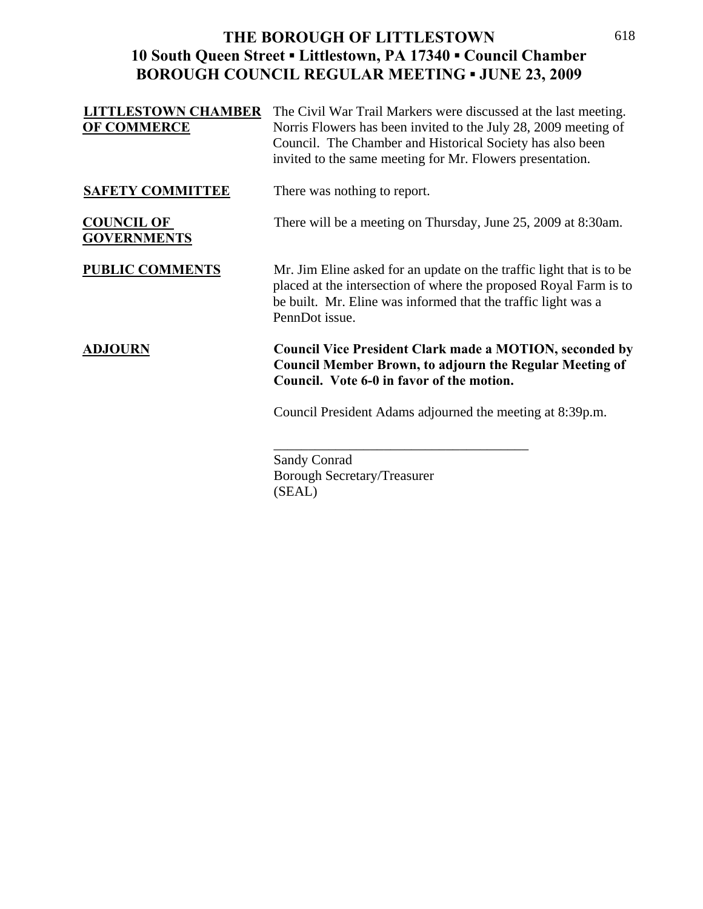# THE BOROUGH OF LITTLESTOWN
## 10 South Queen Street ▪ Littlestown, PA 17340 ▪ Council Chamber
## BOROUGH COUNCIL REGULAR MEETING ▪ JUNE 23, 2009

**LITTLESTOWN CHAMBER OF COMMERCE**

The Civil War Trail Markers were discussed at the last meeting. Norris Flowers has been invited to the July 28, 2009 meeting of Council. The Chamber and Historical Society has also been invited to the same meeting for Mr. Flowers presentation.

**SAFETY COMMITTEE**

There was nothing to report.

**COUNCIL OF GOVERNMENTS**

There will be a meeting on Thursday, June 25, 2009 at 8:30am.

**PUBLIC COMMENTS**

Mr. Jim Eline asked for an update on the traffic light that is to be placed at the intersection of where the proposed Royal Farm is to be built. Mr. Eline was informed that the traffic light was a PennDot issue.

**ADJOURN**

**Council Vice President Clark made a MOTION, seconded by Council Member Brown, to adjourn the Regular Meeting of Council. Vote 6-0 in favor of the motion.**

Council President Adams adjourned the meeting at 8:39p.m.

______________________________________

Sandy Conrad
Borough Secretary/Treasurer
(SEAL)